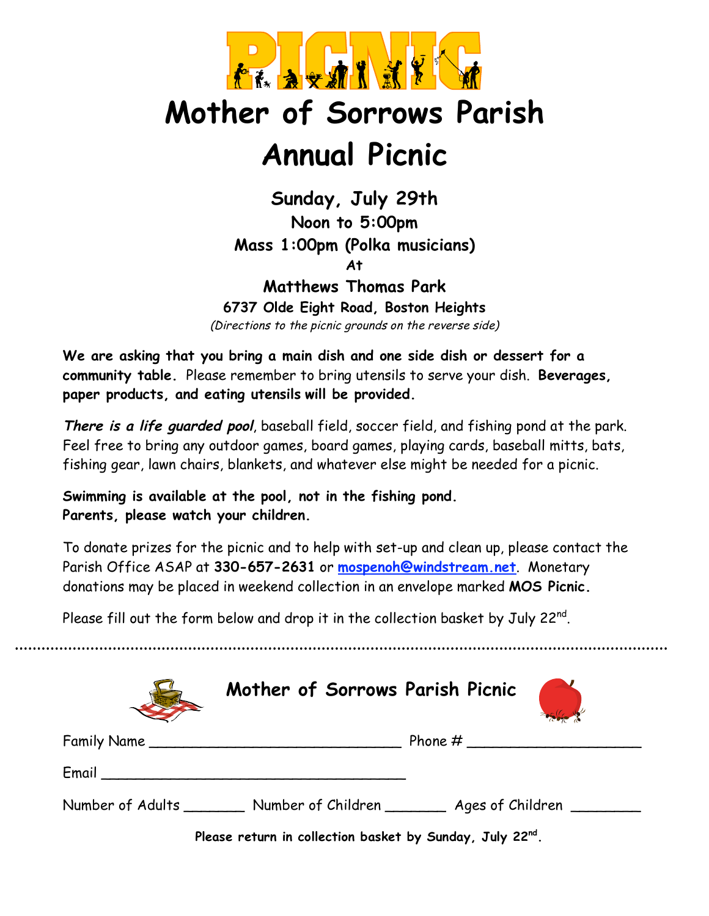# PICNIC

# Mother of Sorrows Parish
# Annual Picnic

**Sunday, July 29th**
**Noon to 5:00pm**
**Mass 1:00pm (Polka musicians)**
**At**
**Matthews Thomas Park**
**6737 Olde Eight Road, Boston Heights**
*(Directions to the picnic grounds on the reverse side)*

**We are asking that you bring a main dish and one side dish or dessert for a community table.** Please remember to bring utensils to serve your dish. **Beverages, paper products, and eating utensils will be provided.**

***There is a life guarded pool***, baseball field, soccer field, and fishing pond at the park. Feel free to bring any outdoor games, board games, playing cards, baseball mitts, bats, fishing gear, lawn chairs, blankets, and whatever else might be needed for a picnic.

**Swimming is available at the pool, not in the fishing pond.**
**Parents, please watch your children.**

To donate prizes for the picnic and to help with set-up and clean up, please contact the Parish Office ASAP at **330-657-2631** or mospenoh@windstream.net. Monetary donations may be placed in weekend collection in an envelope marked **MOS Picnic.**

Please fill out the form below and drop it in the collection basket by July 22nd.

---

## Mother of Sorrows Parish Picnic

Family Name ______________________________ Phone # ____________________

Email ____________________________________

Number of Adults _______ Number of Children _______ Ages of Children ________

**Please return in collection basket by Sunday, July 22nd.**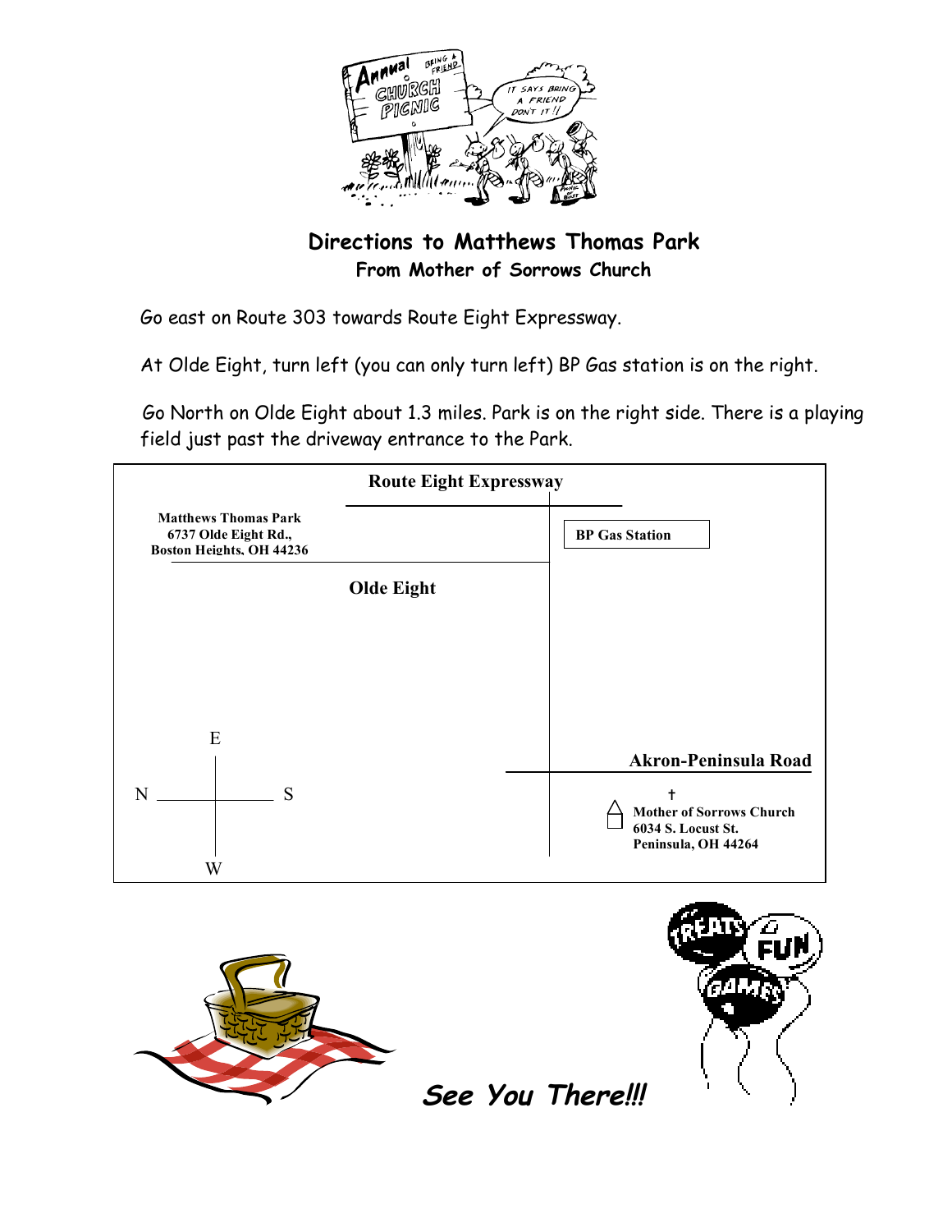## Directions to Matthews Thomas Park

### From Mother of Sorrows Church

Go east on Route 303 towards Route Eight Expressway.

At Olde Eight, turn left (you can only turn left) BP Gas station is on the right.

Go North on Olde Eight about 1.3 miles. Park is on the right side. There is a playing field just past the driveway entrance to the Park.

Route Eight Expressway

**Matthews Thomas Park**
**6737 Olde Eight Rd.,**
**Boston Heights, OH 44236**

BP Gas Station

Olde Eight

E

N S

W

Akron-Peninsula Road

**Mother of Sorrows Church**
**6034 S. Locust St.**
**Peninsula, OH 44264**

***See You There!!!***